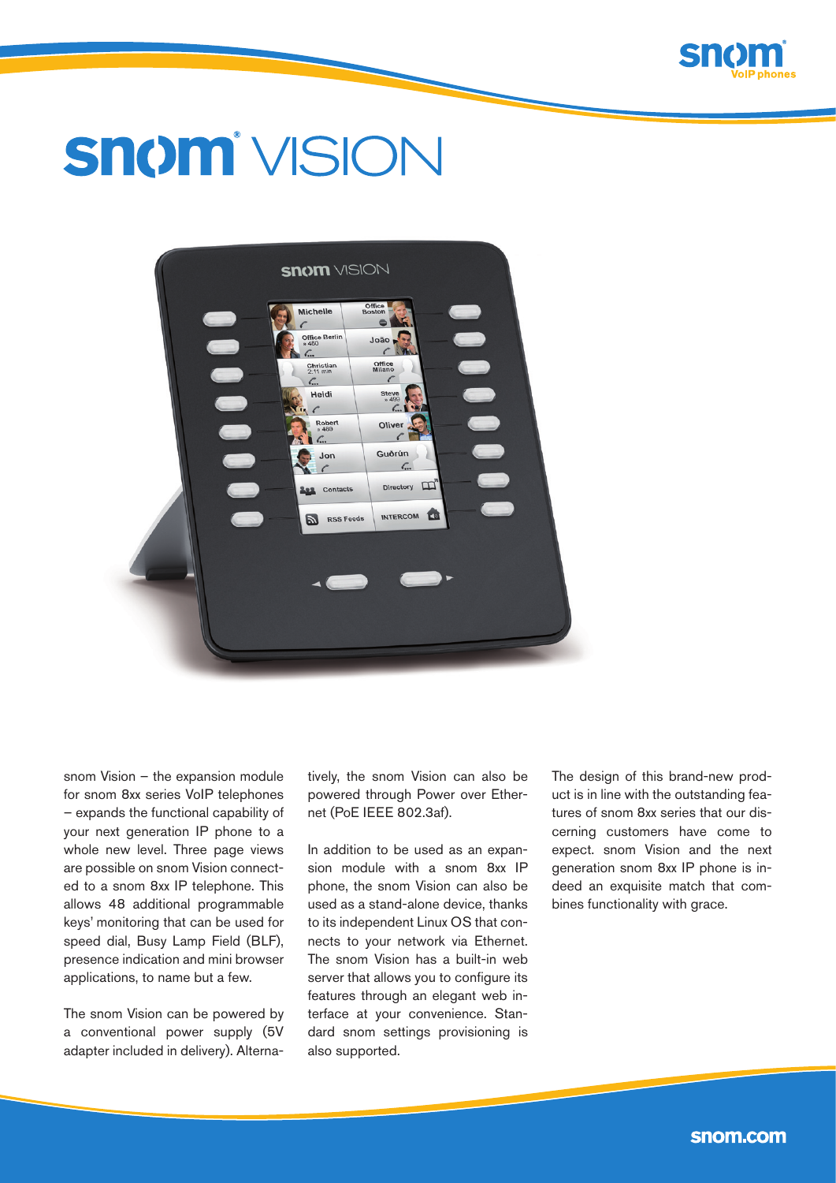# snom VISION

snom Vision – the expansion module for snom 8xx series VoIP telephones – expands the functional capability of your next generation IP phone to a whole new level. Three page views are possible on snom Vision connected to a snom 8xx IP telephone. This allows 48 additional programmable keys' monitoring that can be used for speed dial, Busy Lamp Field (BLF), presence indication and mini browser applications, to name but a few.

The snom Vision can be powered by a conventional power supply (5V adapter included in delivery). Alternatively, the snom Vision can also be powered through Power over Ethernet (PoE IEEE 802.3af).

In addition to be used as an expansion module with a snom 8xx IP phone, the snom Vision can also be used as a stand-alone device, thanks to its independent Linux OS that connects to your network via Ethernet. The snom Vision has a built-in web server that allows you to configure its features through an elegant web interface at your convenience. Standard snom settings provisioning is also supported.

The design of this brand-new product is in line with the outstanding features of snom 8xx series that our discerning customers have come to expect. snom Vision and the next generation snom 8xx IP phone is indeed an exquisite match that combines functionality with grace.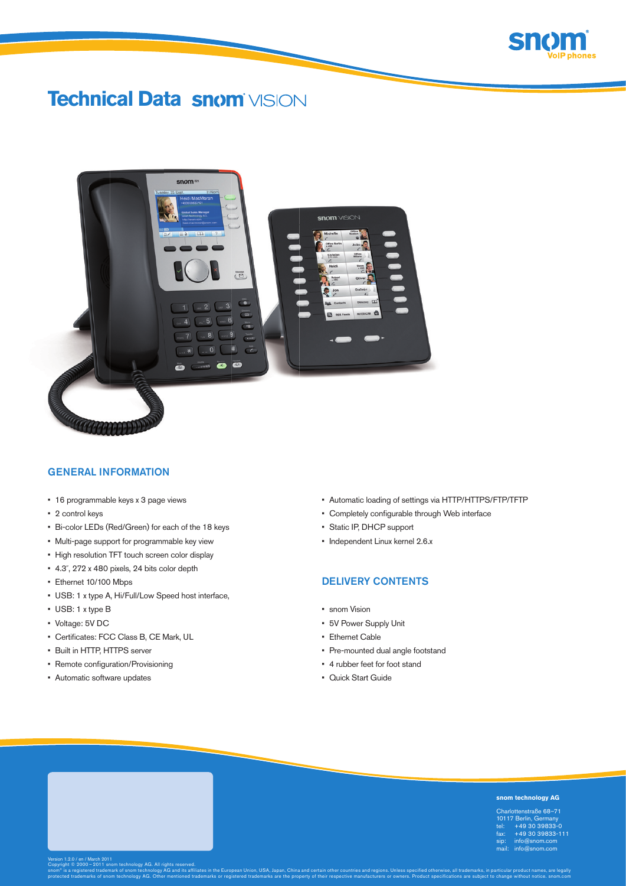# Technical Data snom VISION

## GENERAL INFORMATION

- 16 programmable keys x 3 page views
- 2 control keys
- Bi-color LEDs (Red/Green) for each of the 18 keys
- Multi-page support for programmable key view
- High resolution TFT touch screen color display
- 4.3″, 272 x 480 pixels, 24 bits color depth
- Ethernet 10/100 Mbps
- USB: 1 x type A, Hi/Full/Low Speed host interface,
- USB: 1 x type B
- Voltage: 5V DC
- Certificates: FCC Class B, CE Mark, UL
- Built in HTTP, HTTPS server
- Remote configuration/Provisioning
- Automatic software updates
- Automatic loading of settings via HTTP/HTTPS/FTP/TFTP
- Completely configurable through Web interface
- Static IP, DHCP support
- Independent Linux kernel 2.6.x

## DELIVERY CONTENTS

- snom Vision
- 5V Power Supply Unit
- Ethernet Cable
- Pre-mounted dual angle footstand
- 4 rubber feet for foot stand
- Quick Start Guide

**snom technology AG**

Charlottenstraße 68–71
10117 Berlin, Germany
tel: +49 30 39833-0
fax: +49 30 39833-111
sip: info@snom.com
mail: info@snom.com

Version 1.2.0 / en / March 2011
Copyright © 2000 – 2011 snom technology AG. All rights reserved.
snom® is a registered trademark of snom technology AG and its affiliates in the European Union, USA, Japan, China and certain other countries and regions. Unless specified otherwise, all trademarks, in particular product names, are legally protected trademarks of snom technology AG. Other mentioned trademarks or registered trademarks are the property of their respective manufacturers or owners. Product specifications are subject to change without notice. snom.com